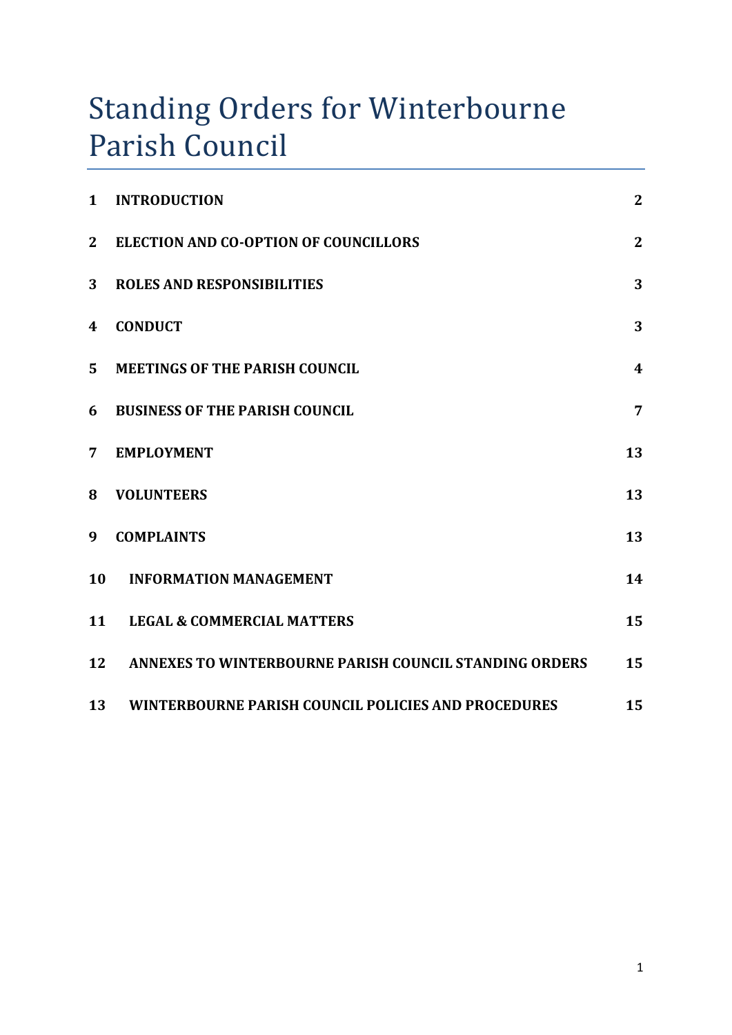# Standing Orders for Winterbourne Parish Council

| | | |
|---|---|---|
| **1** | **INTRODUCTION** | **2** |
| **2** | **ELECTION AND CO-OPTION OF COUNCILLORS** | **2** |
| **3** | **ROLES AND RESPONSIBILITIES** | **3** |
| **4** | **CONDUCT** | **3** |
| **5** | **MEETINGS OF THE PARISH COUNCIL** | **4** |
| **6** | **BUSINESS OF THE PARISH COUNCIL** | **7** |
| **7** | **EMPLOYMENT** | **13** |
| **8** | **VOLUNTEERS** | **13** |
| **9** | **COMPLAINTS** | **13** |
| **10** | **INFORMATION MANAGEMENT** | **14** |
| **11** | **LEGAL & COMMERCIAL MATTERS** | **15** |
| **12** | **ANNEXES TO WINTERBOURNE PARISH COUNCIL STANDING ORDERS** | **15** |
| **13** | **WINTERBOURNE PARISH COUNCIL POLICIES AND PROCEDURES** | **15** |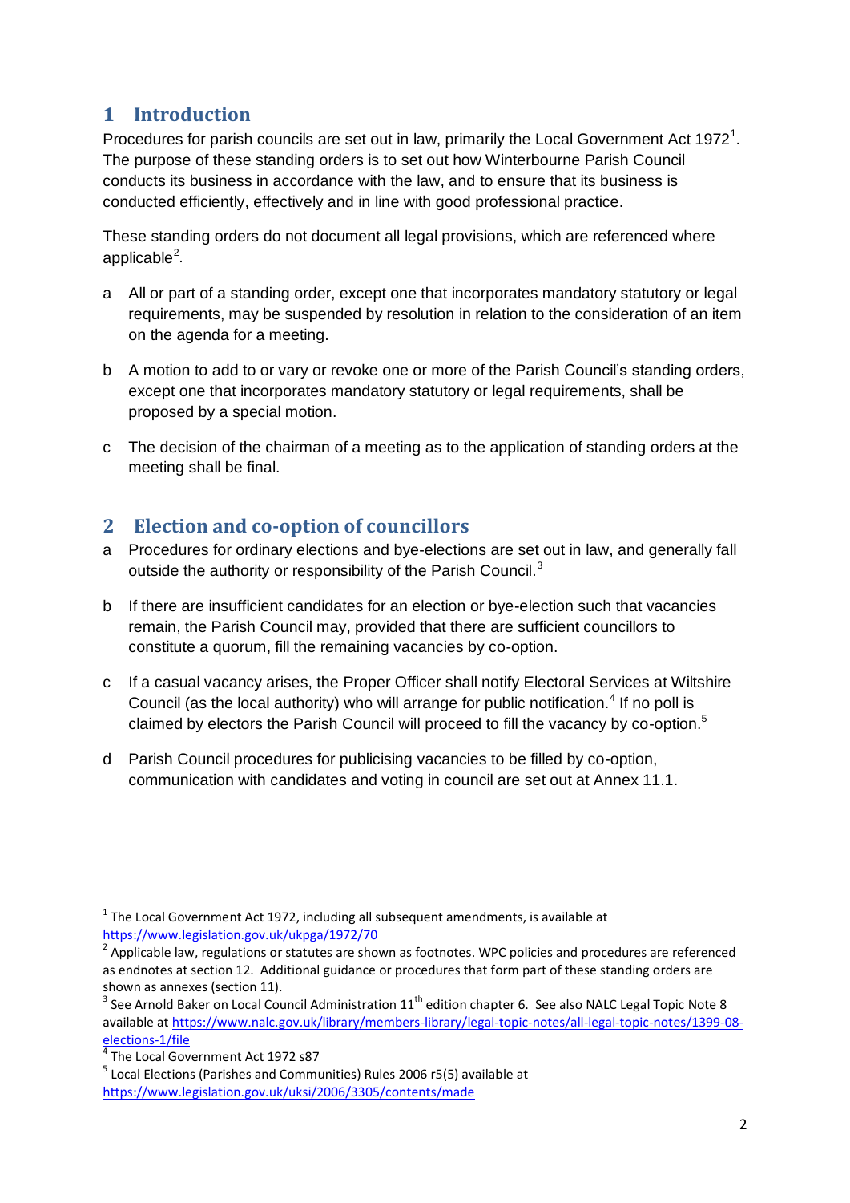# 1 Introduction

Procedures for parish councils are set out in law, primarily the Local Government Act 1972[1]. The purpose of these standing orders is to set out how Winterbourne Parish Council conducts its business in accordance with the law, and to ensure that its business is conducted efficiently, effectively and in line with good professional practice.

These standing orders do not document all legal provisions, which are referenced where applicable[2].

a All or part of a standing order, except one that incorporates mandatory statutory or legal requirements, may be suspended by resolution in relation to the consideration of an item on the agenda for a meeting.

b A motion to add to or vary or revoke one or more of the Parish Council's standing orders, except one that incorporates mandatory statutory or legal requirements, shall be proposed by a special motion.

c The decision of the chairman of a meeting as to the application of standing orders at the meeting shall be final.

# 2 Election and co-option of councillors

a Procedures for ordinary elections and bye-elections are set out in law, and generally fall outside the authority or responsibility of the Parish Council.[3]

b If there are insufficient candidates for an election or bye-election such that vacancies remain, the Parish Council may, provided that there are sufficient councillors to constitute a quorum, fill the remaining vacancies by co-option.

c If a casual vacancy arises, the Proper Officer shall notify Electoral Services at Wiltshire Council (as the local authority) who will arrange for public notification.[4] If no poll is claimed by electors the Parish Council will proceed to fill the vacancy by co-option.[5]

d Parish Council procedures for publicising vacancies to be filled by co-option, communication with candidates and voting in council are set out at Annex 11.1.

---

[1] The Local Government Act 1972, including all subsequent amendments, is available at https://www.legislation.gov.uk/ukpga/1972/70

[2] Applicable law, regulations or statutes are shown as footnotes. WPC policies and procedures are referenced as endnotes at section 12. Additional guidance or procedures that form part of these standing orders are shown as annexes (section 11).

[3] See Arnold Baker on Local Council Administration 11th edition chapter 6. See also NALC Legal Topic Note 8 available at https://www.nalc.gov.uk/library/members-library/legal-topic-notes/all-legal-topic-notes/1399-08-elections-1/file

[4] The Local Government Act 1972 s87

[5] Local Elections (Parishes and Communities) Rules 2006 r5(5) available at https://www.legislation.gov.uk/uksi/2006/3305/contents/made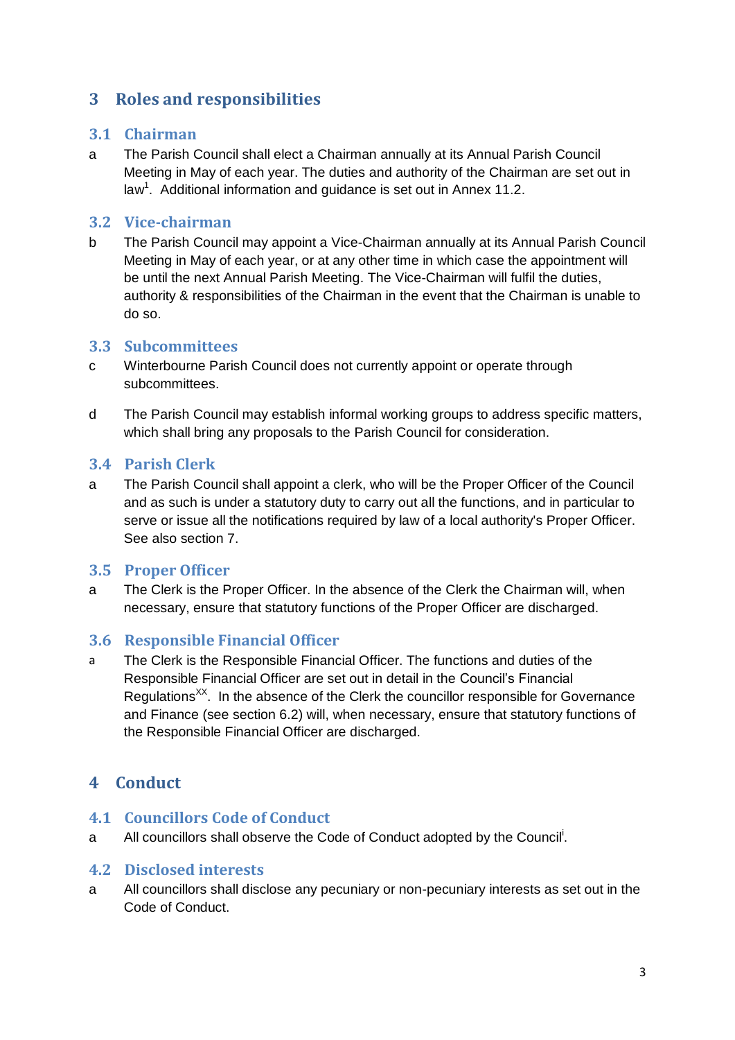# 3 Roles and responsibilities

## 3.1 Chairman

a The Parish Council shall elect a Chairman annually at its Annual Parish Council Meeting in May of each year. The duties and authority of the Chairman are set out in law[1]. Additional information and guidance is set out in Annex 11.2.

## 3.2 Vice-chairman

b The Parish Council may appoint a Vice-Chairman annually at its Annual Parish Council Meeting in May of each year, or at any other time in which case the appointment will be until the next Annual Parish Meeting. The Vice-Chairman will fulfil the duties, authority & responsibilities of the Chairman in the event that the Chairman is unable to do so.

## 3.3 Subcommittees

c Winterbourne Parish Council does not currently appoint or operate through subcommittees.

d The Parish Council may establish informal working groups to address specific matters, which shall bring any proposals to the Parish Council for consideration.

## 3.4 Parish Clerk

a The Parish Council shall appoint a clerk, who will be the Proper Officer of the Council and as such is under a statutory duty to carry out all the functions, and in particular to serve or issue all the notifications required by law of a local authority's Proper Officer. See also section 7.

## 3.5 Proper Officer

a The Clerk is the Proper Officer. In the absence of the Clerk the Chairman will, when necessary, ensure that statutory functions of the Proper Officer are discharged.

## 3.6 Responsible Financial Officer

a The Clerk is the Responsible Financial Officer. The functions and duties of the Responsible Financial Officer are set out in detail in the Council's Financial Regulations[XX]. In the absence of the Clerk the councillor responsible for Governance and Finance (see section 6.2) will, when necessary, ensure that statutory functions of the Responsible Financial Officer are discharged.

# 4 Conduct

## 4.1 Councillors Code of Conduct

a All councillors shall observe the Code of Conduct adopted by the Council[i].

## 4.2 Disclosed interests

a All councillors shall disclose any pecuniary or non-pecuniary interests as set out in the Code of Conduct.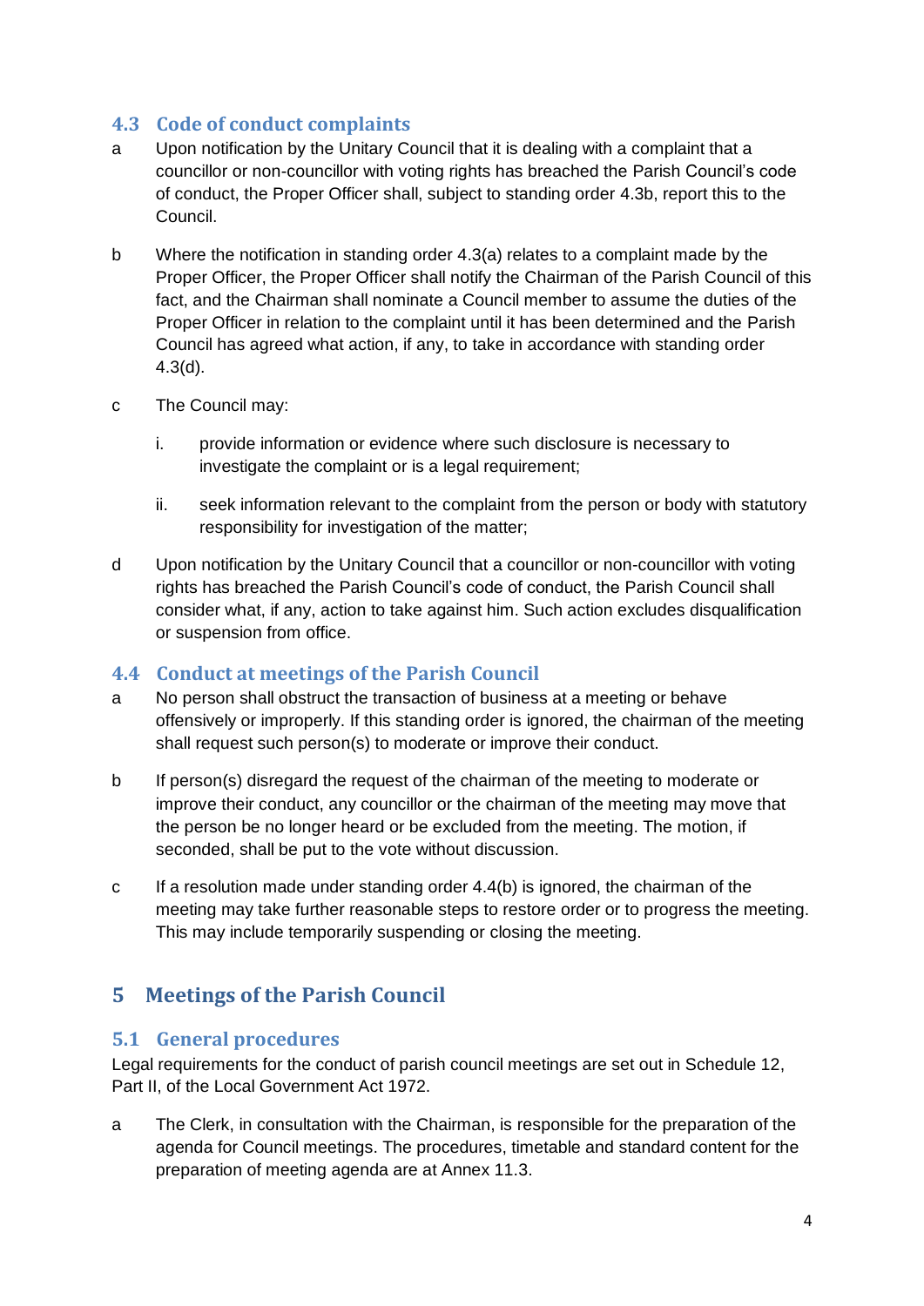### 4.3 Code of conduct complaints

a Upon notification by the Unitary Council that it is dealing with a complaint that a councillor or non-councillor with voting rights has breached the Parish Council's code of conduct, the Proper Officer shall, subject to standing order 4.3b, report this to the Council.

b Where the notification in standing order 4.3(a) relates to a complaint made by the Proper Officer, the Proper Officer shall notify the Chairman of the Parish Council of this fact, and the Chairman shall nominate a Council member to assume the duties of the Proper Officer in relation to the complaint until it has been determined and the Parish Council has agreed what action, if any, to take in accordance with standing order 4.3(d).

c The Council may:

i. provide information or evidence where such disclosure is necessary to investigate the complaint or is a legal requirement;

ii. seek information relevant to the complaint from the person or body with statutory responsibility for investigation of the matter;

d Upon notification by the Unitary Council that a councillor or non-councillor with voting rights has breached the Parish Council's code of conduct, the Parish Council shall consider what, if any, action to take against him. Such action excludes disqualification or suspension from office.

### 4.4 Conduct at meetings of the Parish Council

a No person shall obstruct the transaction of business at a meeting or behave offensively or improperly. If this standing order is ignored, the chairman of the meeting shall request such person(s) to moderate or improve their conduct.

b If person(s) disregard the request of the chairman of the meeting to moderate or improve their conduct, any councillor or the chairman of the meeting may move that the person be no longer heard or be excluded from the meeting. The motion, if seconded, shall be put to the vote without discussion.

c If a resolution made under standing order 4.4(b) is ignored, the chairman of the meeting may take further reasonable steps to restore order or to progress the meeting. This may include temporarily suspending or closing the meeting.

## 5 Meetings of the Parish Council

### 5.1 General procedures

Legal requirements for the conduct of parish council meetings are set out in Schedule 12, Part II, of the Local Government Act 1972.

a The Clerk, in consultation with the Chairman, is responsible for the preparation of the agenda for Council meetings. The procedures, timetable and standard content for the preparation of meeting agenda are at Annex 11.3.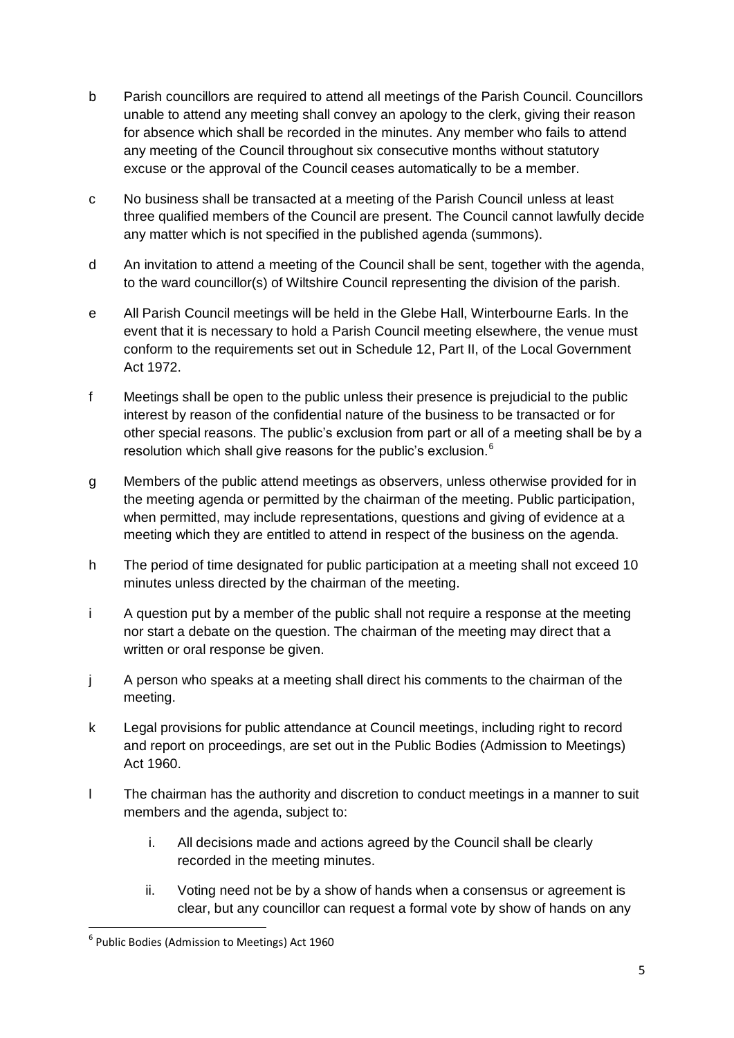b Parish councillors are required to attend all meetings of the Parish Council. Councillors unable to attend any meeting shall convey an apology to the clerk, giving their reason for absence which shall be recorded in the minutes. Any member who fails to attend any meeting of the Council throughout six consecutive months without statutory excuse or the approval of the Council ceases automatically to be a member.

c No business shall be transacted at a meeting of the Parish Council unless at least three qualified members of the Council are present. The Council cannot lawfully decide any matter which is not specified in the published agenda (summons).

d An invitation to attend a meeting of the Council shall be sent, together with the agenda, to the ward councillor(s) of Wiltshire Council representing the division of the parish.

e All Parish Council meetings will be held in the Glebe Hall, Winterbourne Earls. In the event that it is necessary to hold a Parish Council meeting elsewhere, the venue must conform to the requirements set out in Schedule 12, Part II, of the Local Government Act 1972.

f Meetings shall be open to the public unless their presence is prejudicial to the public interest by reason of the confidential nature of the business to be transacted or for other special reasons. The public's exclusion from part or all of a meeting shall be by a resolution which shall give reasons for the public's exclusion.[6]

g Members of the public attend meetings as observers, unless otherwise provided for in the meeting agenda or permitted by the chairman of the meeting. Public participation, when permitted, may include representations, questions and giving of evidence at a meeting which they are entitled to attend in respect of the business on the agenda.

h The period of time designated for public participation at a meeting shall not exceed 10 minutes unless directed by the chairman of the meeting.

i A question put by a member of the public shall not require a response at the meeting nor start a debate on the question. The chairman of the meeting may direct that a written or oral response be given.

j A person who speaks at a meeting shall direct his comments to the chairman of the meeting.

k Legal provisions for public attendance at Council meetings, including right to record and report on proceedings, are set out in the Public Bodies (Admission to Meetings) Act 1960.

l The chairman has the authority and discretion to conduct meetings in a manner to suit members and the agenda, subject to:

  i. All decisions made and actions agreed by the Council shall be clearly recorded in the meeting minutes.

  ii. Voting need not be by a show of hands when a consensus or agreement is clear, but any councillor can request a formal vote by show of hands on any

---

[6] Public Bodies (Admission to Meetings) Act 1960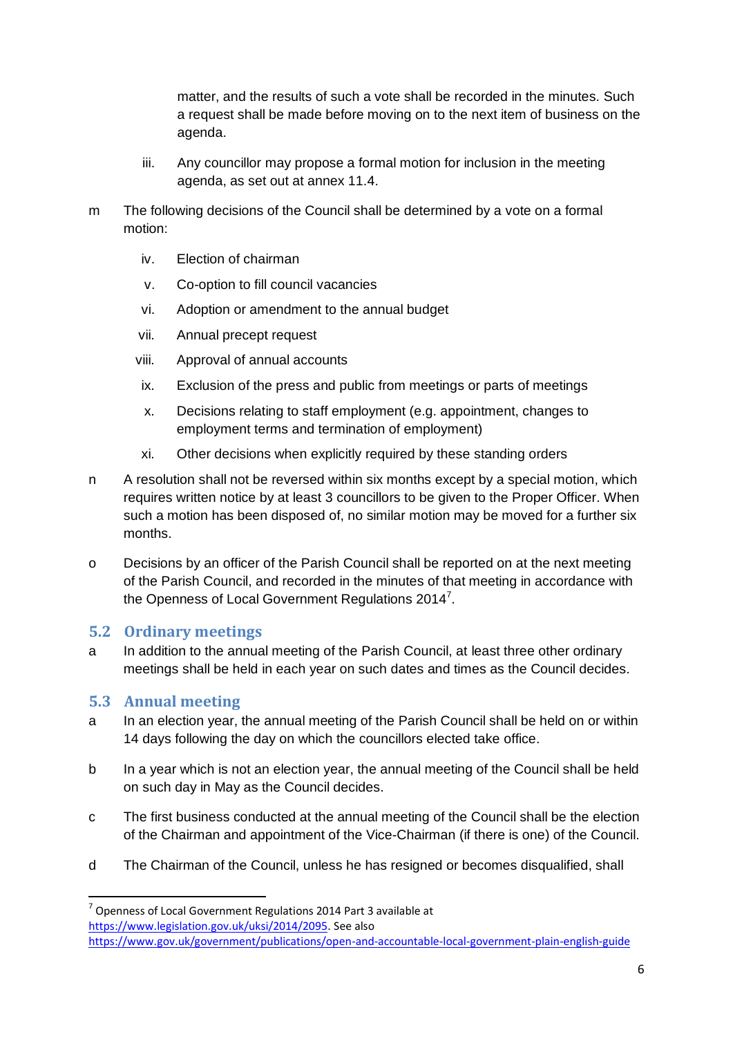matter, and the results of such a vote shall be recorded in the minutes. Such a request shall be made before moving on to the next item of business on the agenda.

iii. Any councillor may propose a formal motion for inclusion in the meeting agenda, as set out at annex 11.4.

m The following decisions of the Council shall be determined by a vote on a formal motion:

iv. Election of chairman

v. Co-option to fill council vacancies

vi. Adoption or amendment to the annual budget

vii. Annual precept request

viii. Approval of annual accounts

ix. Exclusion of the press and public from meetings or parts of meetings

x. Decisions relating to staff employment (e.g. appointment, changes to employment terms and termination of employment)

xi. Other decisions when explicitly required by these standing orders

n A resolution shall not be reversed within six months except by a special motion, which requires written notice by at least 3 councillors to be given to the Proper Officer. When such a motion has been disposed of, no similar motion may be moved for a further six months.

o Decisions by an officer of the Parish Council shall be reported on at the next meeting of the Parish Council, and recorded in the minutes of that meeting in accordance with the Openness of Local Government Regulations 2014[7].

## 5.2 Ordinary meetings

a In addition to the annual meeting of the Parish Council, at least three other ordinary meetings shall be held in each year on such dates and times as the Council decides.

## 5.3 Annual meeting

a In an election year, the annual meeting of the Parish Council shall be held on or within 14 days following the day on which the councillors elected take office.

b In a year which is not an election year, the annual meeting of the Council shall be held on such day in May as the Council decides.

c The first business conducted at the annual meeting of the Council shall be the election of the Chairman and appointment of the Vice-Chairman (if there is one) of the Council.

d The Chairman of the Council, unless he has resigned or becomes disqualified, shall

---

[7] Openness of Local Government Regulations 2014 Part 3 available at https://www.legislation.gov.uk/uksi/2014/2095. See also https://www.gov.uk/government/publications/open-and-accountable-local-government-plain-english-guide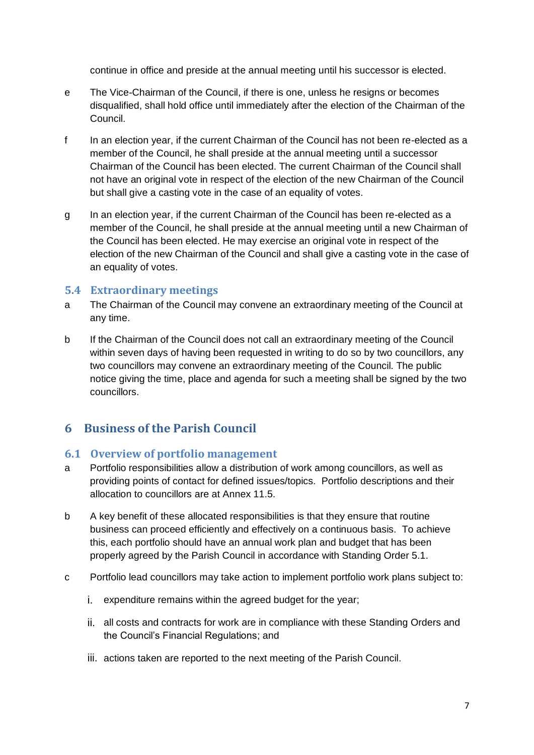continue in office and preside at the annual meeting until his successor is elected.

e The Vice-Chairman of the Council, if there is one, unless he resigns or becomes disqualified, shall hold office until immediately after the election of the Chairman of the Council.

f In an election year, if the current Chairman of the Council has not been re-elected as a member of the Council, he shall preside at the annual meeting until a successor Chairman of the Council has been elected. The current Chairman of the Council shall not have an original vote in respect of the election of the new Chairman of the Council but shall give a casting vote in the case of an equality of votes.

g In an election year, if the current Chairman of the Council has been re-elected as a member of the Council, he shall preside at the annual meeting until a new Chairman of the Council has been elected. He may exercise an original vote in respect of the election of the new Chairman of the Council and shall give a casting vote in the case of an equality of votes.

### 5.4 Extraordinary meetings

a The Chairman of the Council may convene an extraordinary meeting of the Council at any time.

b If the Chairman of the Council does not call an extraordinary meeting of the Council within seven days of having been requested in writing to do so by two councillors, any two councillors may convene an extraordinary meeting of the Council. The public notice giving the time, place and agenda for such a meeting shall be signed by the two councillors.

## 6 Business of the Parish Council

### 6.1 Overview of portfolio management

a Portfolio responsibilities allow a distribution of work among councillors, as well as providing points of contact for defined issues/topics. Portfolio descriptions and their allocation to councillors are at Annex 11.5.

b A key benefit of these allocated responsibilities is that they ensure that routine business can proceed efficiently and effectively on a continuous basis. To achieve this, each portfolio should have an annual work plan and budget that has been properly agreed by the Parish Council in accordance with Standing Order 5.1.

c Portfolio lead councillors may take action to implement portfolio work plans subject to:

i. expenditure remains within the agreed budget for the year;

ii. all costs and contracts for work are in compliance with these Standing Orders and the Council's Financial Regulations; and

iii. actions taken are reported to the next meeting of the Parish Council.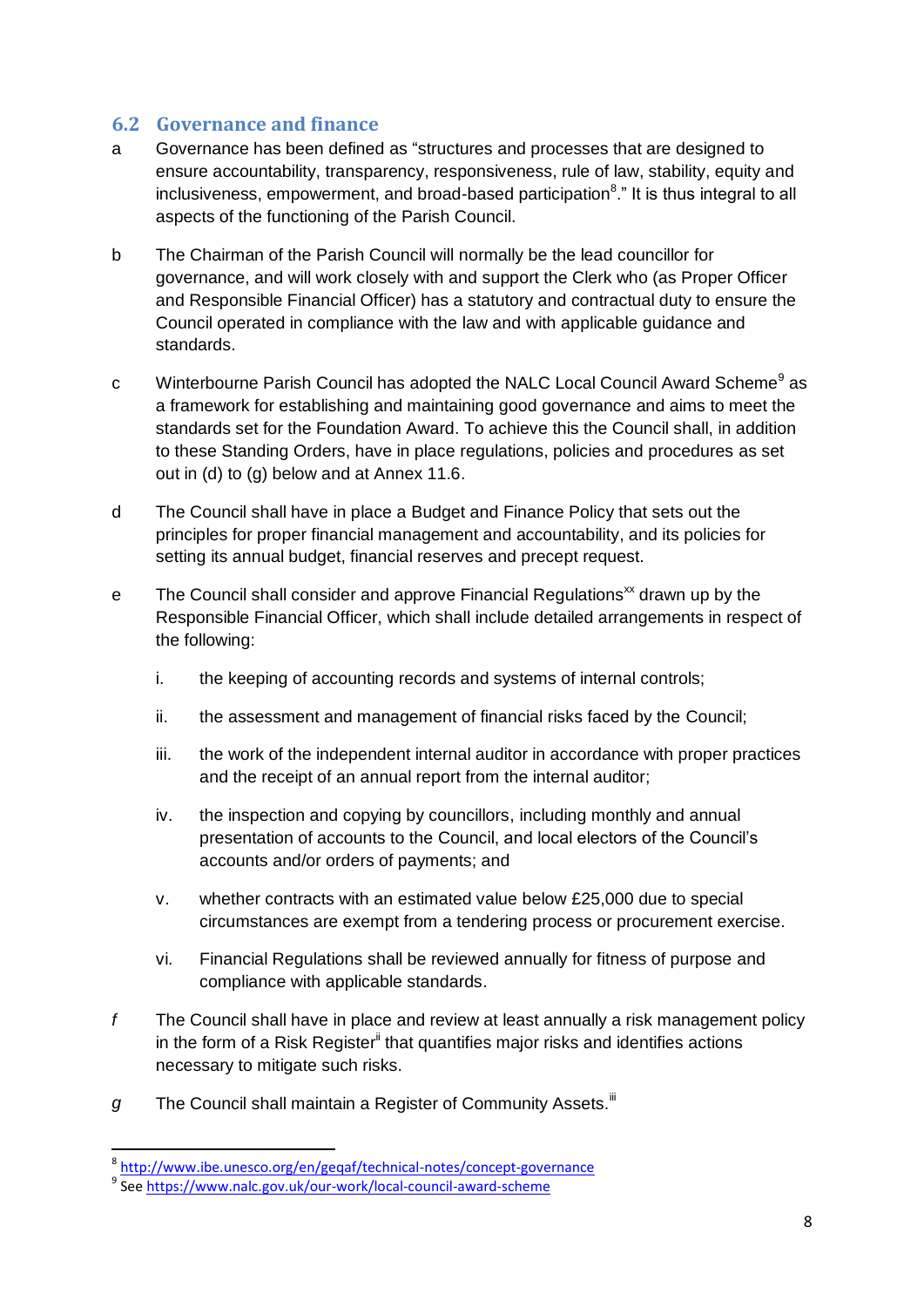## 6.2 Governance and finance

a Governance has been defined as "structures and processes that are designed to ensure accountability, transparency, responsiveness, rule of law, stability, equity and inclusiveness, empowerment, and broad-based participation[8]." It is thus integral to all aspects of the functioning of the Parish Council.

b The Chairman of the Parish Council will normally be the lead councillor for governance, and will work closely with and support the Clerk who (as Proper Officer and Responsible Financial Officer) has a statutory and contractual duty to ensure the Council operated in compliance with the law and with applicable guidance and standards.

c Winterbourne Parish Council has adopted the NALC Local Council Award Scheme[9] as a framework for establishing and maintaining good governance and aims to meet the standards set for the Foundation Award. To achieve this the Council shall, in addition to these Standing Orders, have in place regulations, policies and procedures as set out in (d) to (g) below and at Annex 11.6.

d The Council shall have in place a Budget and Finance Policy that sets out the principles for proper financial management and accountability, and its policies for setting its annual budget, financial reserves and precept request.

e The Council shall consider and approve Financial Regulations[xx] drawn up by the Responsible Financial Officer, which shall include detailed arrangements in respect of the following:

i. the keeping of accounting records and systems of internal controls;

ii. the assessment and management of financial risks faced by the Council;

iii. the work of the independent internal auditor in accordance with proper practices and the receipt of an annual report from the internal auditor;

iv. the inspection and copying by councillors, including monthly and annual presentation of accounts to the Council, and local electors of the Council's accounts and/or orders of payments; and

v. whether contracts with an estimated value below £25,000 due to special circumstances are exempt from a tendering process or procurement exercise.

vi. Financial Regulations shall be reviewed annually for fitness of purpose and compliance with applicable standards.

*f* The Council shall have in place and review at least annually a risk management policy in the form of a Risk Register[ii] that quantifies major risks and identifies actions necessary to mitigate such risks.

*g* The Council shall maintain a Register of Community Assets.[iii]

---

[8] http://www.ibe.unesco.org/en/geqaf/technical-notes/concept-governance

[9] See https://www.nalc.gov.uk/our-work/local-council-award-scheme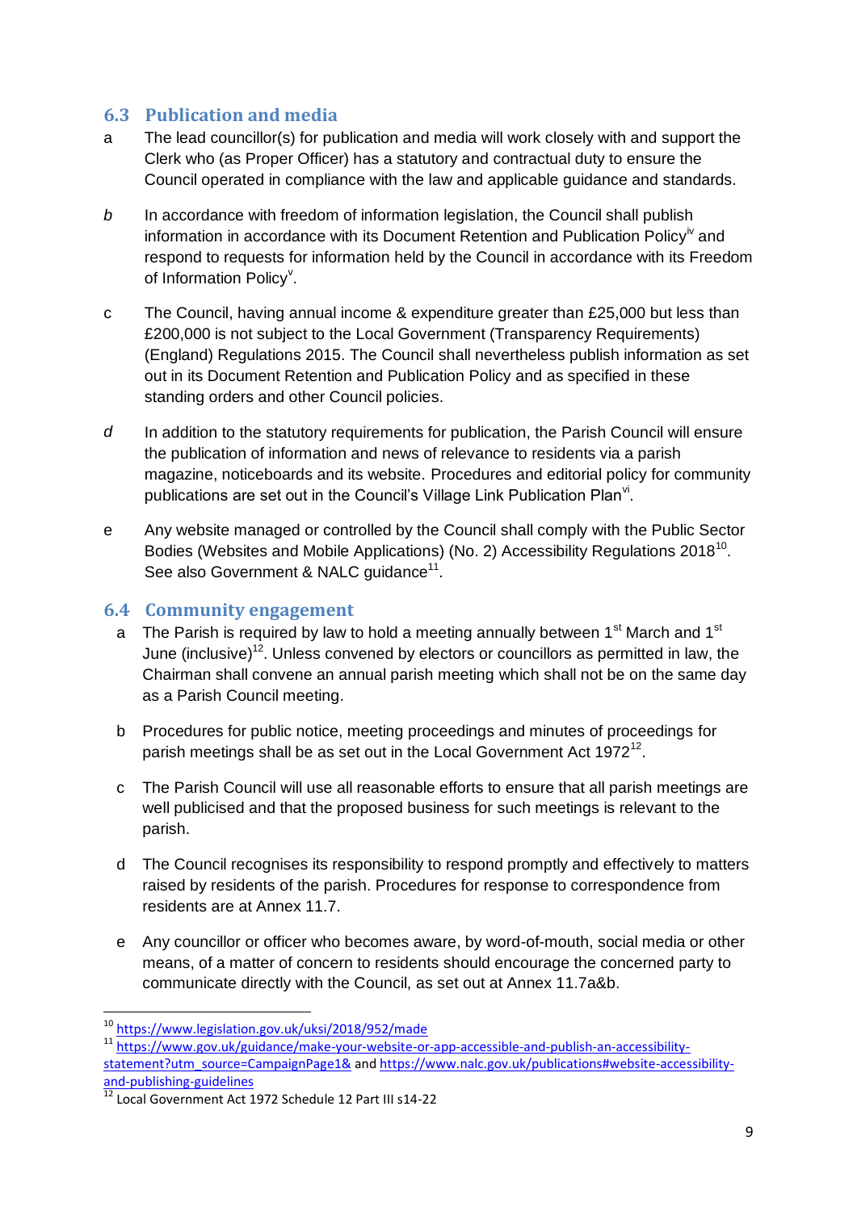## 6.3 Publication and media

a The lead councillor(s) for publication and media will work closely with and support the Clerk who (as Proper Officer) has a statutory and contractual duty to ensure the Council operated in compliance with the law and applicable guidance and standards.

*b* In accordance with freedom of information legislation, the Council shall publish information in accordance with its Document Retention and Publication Policy[iv] and respond to requests for information held by the Council in accordance with its Freedom of Information Policy[v].

c The Council, having annual income & expenditure greater than £25,000 but less than £200,000 is not subject to the Local Government (Transparency Requirements) (England) Regulations 2015. The Council shall nevertheless publish information as set out in its Document Retention and Publication Policy and as specified in these standing orders and other Council policies.

*d* In addition to the statutory requirements for publication, the Parish Council will ensure the publication of information and news of relevance to residents via a parish magazine, noticeboards and its website. Procedures and editorial policy for community publications are set out in the Council's Village Link Publication Plan[vi].

e Any website managed or controlled by the Council shall comply with the Public Sector Bodies (Websites and Mobile Applications) (No. 2) Accessibility Regulations 2018[10]. See also Government & NALC guidance[11].

## 6.4 Community engagement

a The Parish is required by law to hold a meeting annually between 1st March and 1st June (inclusive)[12]. Unless convened by electors or councillors as permitted in law, the Chairman shall convene an annual parish meeting which shall not be on the same day as a Parish Council meeting.

b Procedures for public notice, meeting proceedings and minutes of proceedings for parish meetings shall be as set out in the Local Government Act 1972[12].

c The Parish Council will use all reasonable efforts to ensure that all parish meetings are well publicised and that the proposed business for such meetings is relevant to the parish.

d The Council recognises its responsibility to respond promptly and effectively to matters raised by residents of the parish. Procedures for response to correspondence from residents are at Annex 11.7.

e Any councillor or officer who becomes aware, by word-of-mouth, social media or other means, of a matter of concern to residents should encourage the concerned party to communicate directly with the Council, as set out at Annex 11.7a&b.

---

[10] https://www.legislation.gov.uk/uksi/2018/952/made

[11] https://www.gov.uk/guidance/make-your-website-or-app-accessible-and-publish-an-accessibility-statement?utm_source=CampaignPage1& and https://www.nalc.gov.uk/publications#website-accessibility-and-publishing-guidelines

[12] Local Government Act 1972 Schedule 12 Part III s14-22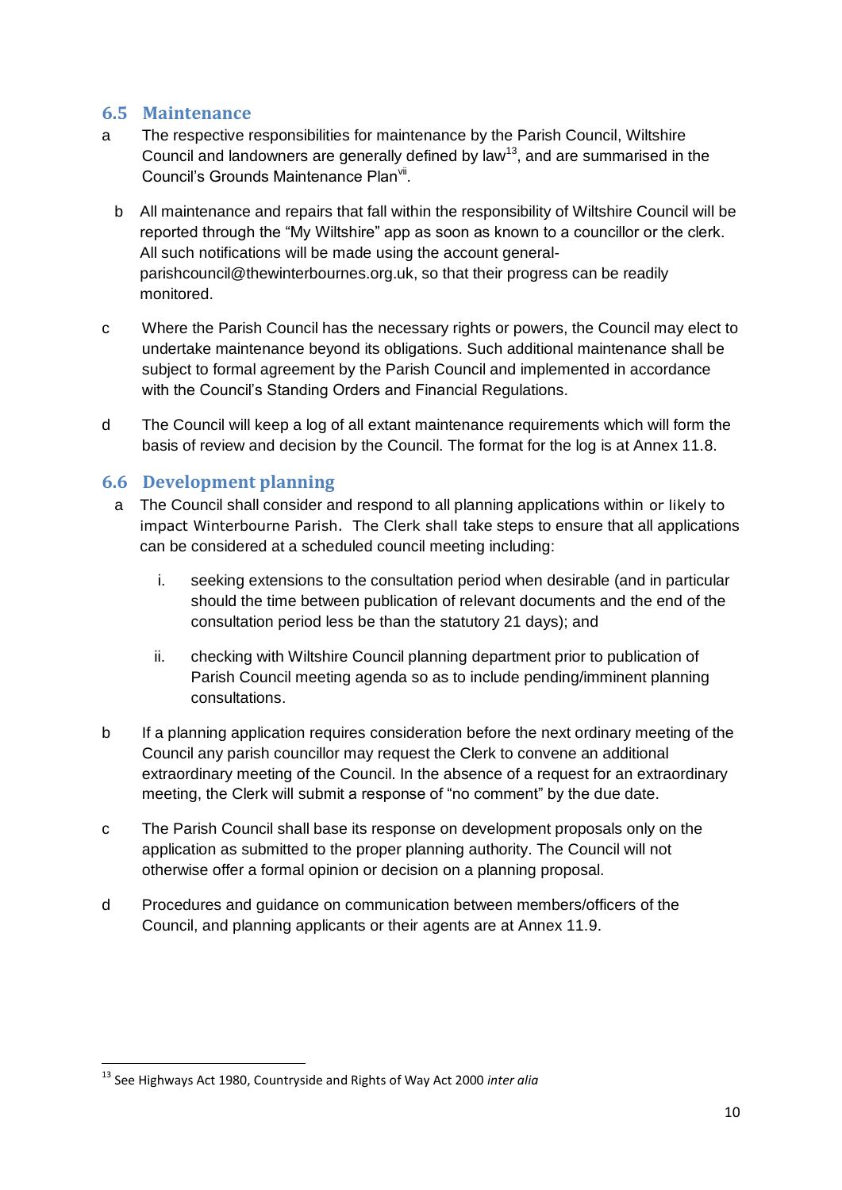## 6.5 Maintenance

a The respective responsibilities for maintenance by the Parish Council, Wiltshire Council and landowners are generally defined by law[13], and are summarised in the Council's Grounds Maintenance Plan[vii].

b All maintenance and repairs that fall within the responsibility of Wiltshire Council will be reported through the "My Wiltshire" app as soon as known to a councillor or the clerk. All such notifications will be made using the account general-parishcouncil@thewinterbournes.org.uk, so that their progress can be readily monitored.

c Where the Parish Council has the necessary rights or powers, the Council may elect to undertake maintenance beyond its obligations. Such additional maintenance shall be subject to formal agreement by the Parish Council and implemented in accordance with the Council's Standing Orders and Financial Regulations.

d The Council will keep a log of all extant maintenance requirements which will form the basis of review and decision by the Council. The format for the log is at Annex 11.8.

## 6.6 Development planning

a The Council shall consider and respond to all planning applications within or likely to impact Winterbourne Parish. The Clerk shall take steps to ensure that all applications can be considered at a scheduled council meeting including:

   i. seeking extensions to the consultation period when desirable (and in particular should the time between publication of relevant documents and the end of the consultation period less be than the statutory 21 days); and

   ii. checking with Wiltshire Council planning department prior to publication of Parish Council meeting agenda so as to include pending/imminent planning consultations.

b If a planning application requires consideration before the next ordinary meeting of the Council any parish councillor may request the Clerk to convene an additional extraordinary meeting of the Council. In the absence of a request for an extraordinary meeting, the Clerk will submit a response of "no comment" by the due date.

c The Parish Council shall base its response on development proposals only on the application as submitted to the proper planning authority. The Council will not otherwise offer a formal opinion or decision on a planning proposal.

d Procedures and guidance on communication between members/officers of the Council, and planning applicants or their agents are at Annex 11.9.

---

[13] See Highways Act 1980, Countryside and Rights of Way Act 2000 *inter alia*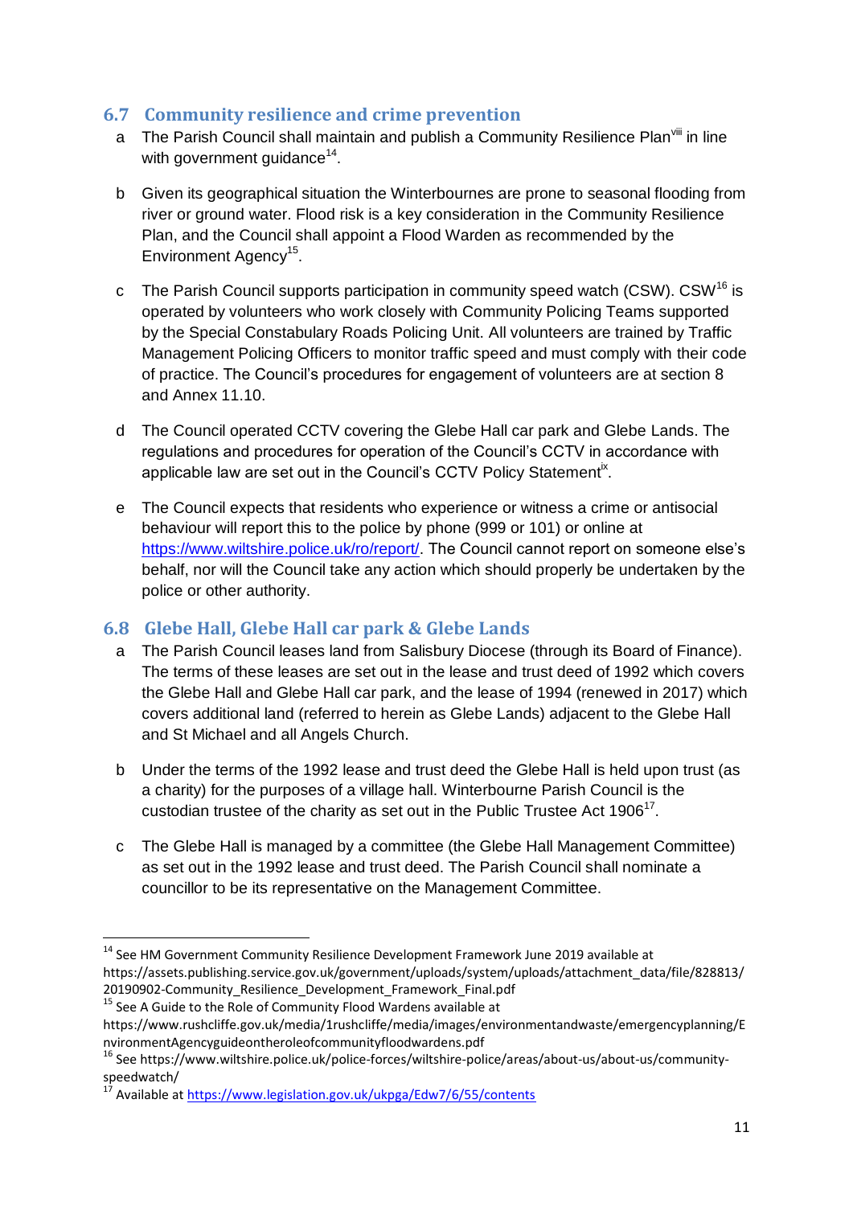### 6.7 Community resilience and crime prevention

a The Parish Council shall maintain and publish a Community Resilience Plan[viii] in line with government guidance[14].

b Given its geographical situation the Winterbournes are prone to seasonal flooding from river or ground water. Flood risk is a key consideration in the Community Resilience Plan, and the Council shall appoint a Flood Warden as recommended by the Environment Agency[15].

c The Parish Council supports participation in community speed watch (CSW). CSW[16] is operated by volunteers who work closely with Community Policing Teams supported by the Special Constabulary Roads Policing Unit. All volunteers are trained by Traffic Management Policing Officers to monitor traffic speed and must comply with their code of practice. The Council's procedures for engagement of volunteers are at section 8 and Annex 11.10.

d The Council operated CCTV covering the Glebe Hall car park and Glebe Lands. The regulations and procedures for operation of the Council's CCTV in accordance with applicable law are set out in the Council's CCTV Policy Statement[ix].

e The Council expects that residents who experience or witness a crime or antisocial behaviour will report this to the police by phone (999 or 101) or online at https://www.wiltshire.police.uk/ro/report/. The Council cannot report on someone else's behalf, nor will the Council take any action which should properly be undertaken by the police or other authority.

### 6.8 Glebe Hall, Glebe Hall car park & Glebe Lands

a The Parish Council leases land from Salisbury Diocese (through its Board of Finance). The terms of these leases are set out in the lease and trust deed of 1992 which covers the Glebe Hall and Glebe Hall car park, and the lease of 1994 (renewed in 2017) which covers additional land (referred to herein as Glebe Lands) adjacent to the Glebe Hall and St Michael and all Angels Church.

b Under the terms of the 1992 lease and trust deed the Glebe Hall is held upon trust (as a charity) for the purposes of a village hall. Winterbourne Parish Council is the custodian trustee of the charity as set out in the Public Trustee Act 1906[17].

c The Glebe Hall is managed by a committee (the Glebe Hall Management Committee) as set out in the 1992 lease and trust deed. The Parish Council shall nominate a councillor to be its representative on the Management Committee.

---

[14] See HM Government Community Resilience Development Framework June 2019 available at https://assets.publishing.service.gov.uk/government/uploads/system/uploads/attachment_data/file/828813/20190902-Community_Resilience_Development_Framework_Final.pdf

[15] See A Guide to the Role of Community Flood Wardens available at https://www.rushcliffe.gov.uk/media/1rushcliffe/media/images/environmentandwaste/emergencyplanning/EnvironmentAgencyguideontheroleofcommunityfloodwardens.pdf

[16] See https://www.wiltshire.police.uk/police-forces/wiltshire-police/areas/about-us/about-us/community-speedwatch/

[17] Available at https://www.legislation.gov.uk/ukpga/Edw7/6/55/contents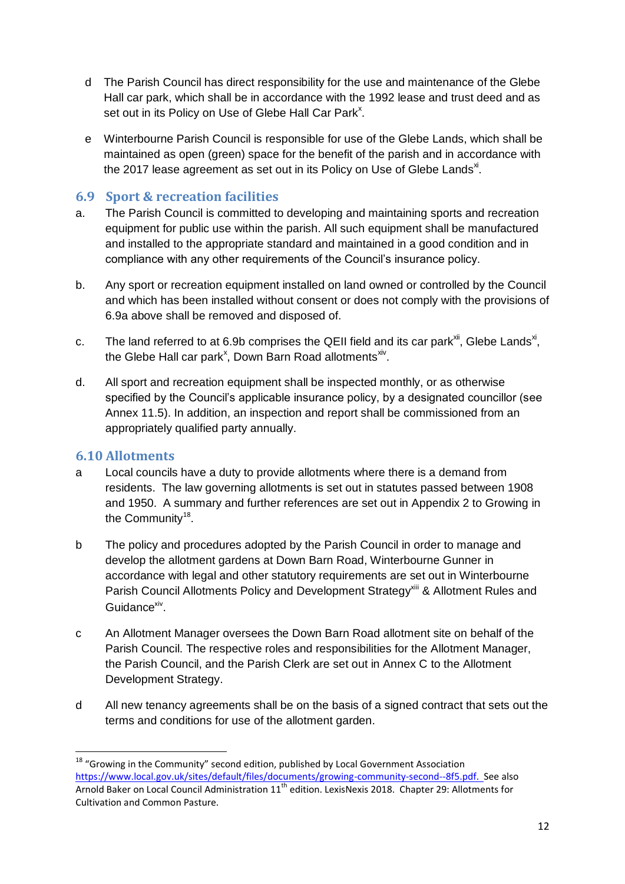d The Parish Council has direct responsibility for the use and maintenance of the Glebe Hall car park, which shall be in accordance with the 1992 lease and trust deed and as set out in its Policy on Use of Glebe Hall Car Park[x].

e Winterbourne Parish Council is responsible for use of the Glebe Lands, which shall be maintained as open (green) space for the benefit of the parish and in accordance with the 2017 lease agreement as set out in its Policy on Use of Glebe Lands[xi].

## 6.9 Sport & recreation facilities

a. The Parish Council is committed to developing and maintaining sports and recreation equipment for public use within the parish. All such equipment shall be manufactured and installed to the appropriate standard and maintained in a good condition and in compliance with any other requirements of the Council's insurance policy.

b. Any sport or recreation equipment installed on land owned or controlled by the Council and which has been installed without consent or does not comply with the provisions of 6.9a above shall be removed and disposed of.

c. The land referred to at 6.9b comprises the QEII field and its car park[xii], Glebe Lands[xi], the Glebe Hall car park[x], Down Barn Road allotments[xiv].

d. All sport and recreation equipment shall be inspected monthly, or as otherwise specified by the Council's applicable insurance policy, by a designated councillor (see Annex 11.5). In addition, an inspection and report shall be commissioned from an appropriately qualified party annually.

## 6.10 Allotments

a Local councils have a duty to provide allotments where there is a demand from residents. The law governing allotments is set out in statutes passed between 1908 and 1950. A summary and further references are set out in Appendix 2 to Growing in the Community[18].

b The policy and procedures adopted by the Parish Council in order to manage and develop the allotment gardens at Down Barn Road, Winterbourne Gunner in accordance with legal and other statutory requirements are set out in Winterbourne Parish Council Allotments Policy and Development Strategy[xiii] & Allotment Rules and Guidance[xiv].

c An Allotment Manager oversees the Down Barn Road allotment site on behalf of the Parish Council. The respective roles and responsibilities for the Allotment Manager, the Parish Council, and the Parish Clerk are set out in Annex C to the Allotment Development Strategy.

d All new tenancy agreements shall be on the basis of a signed contract that sets out the terms and conditions for use of the allotment garden.

---

[18] "Growing in the Community" second edition, published by Local Government Association https://www.local.gov.uk/sites/default/files/documents/growing-community-second--8f5.pdf. See also Arnold Baker on Local Council Administration 11th edition. LexisNexis 2018. Chapter 29: Allotments for Cultivation and Common Pasture.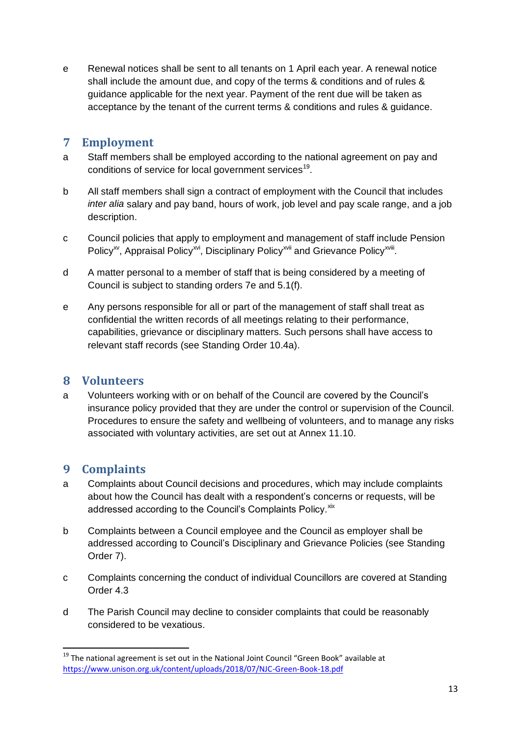e Renewal notices shall be sent to all tenants on 1 April each year. A renewal notice shall include the amount due, and copy of the terms & conditions and of rules & guidance applicable for the next year. Payment of the rent due will be taken as acceptance by the tenant of the current terms & conditions and rules & guidance.

## 7 Employment

a Staff members shall be employed according to the national agreement on pay and conditions of service for local government services[19].

b All staff members shall sign a contract of employment with the Council that includes *inter alia* salary and pay band, hours of work, job level and pay scale range, and a job description.

c Council policies that apply to employment and management of staff include Pension Policy[xv], Appraisal Policy[xvi], Disciplinary Policy[xvii] and Grievance Policy[xviii].

d A matter personal to a member of staff that is being considered by a meeting of Council is subject to standing orders 7e and 5.1(f).

e Any persons responsible for all or part of the management of staff shall treat as confidential the written records of all meetings relating to their performance, capabilities, grievance or disciplinary matters. Such persons shall have access to relevant staff records (see Standing Order 10.4a).

## 8 Volunteers

a Volunteers working with or on behalf of the Council are covered by the Council's insurance policy provided that they are under the control or supervision of the Council. Procedures to ensure the safety and wellbeing of volunteers, and to manage any risks associated with voluntary activities, are set out at Annex 11.10.

## 9 Complaints

a Complaints about Council decisions and procedures, which may include complaints about how the Council has dealt with a respondent's concerns or requests, will be addressed according to the Council's Complaints Policy.[xix]

b Complaints between a Council employee and the Council as employer shall be addressed according to Council's Disciplinary and Grievance Policies (see Standing Order 7).

c Complaints concerning the conduct of individual Councillors are covered at Standing Order 4.3

d The Parish Council may decline to consider complaints that could be reasonably considered to be vexatious.

---

[19] The national agreement is set out in the National Joint Council "Green Book" available at https://www.unison.org.uk/content/uploads/2018/07/NJC-Green-Book-18.pdf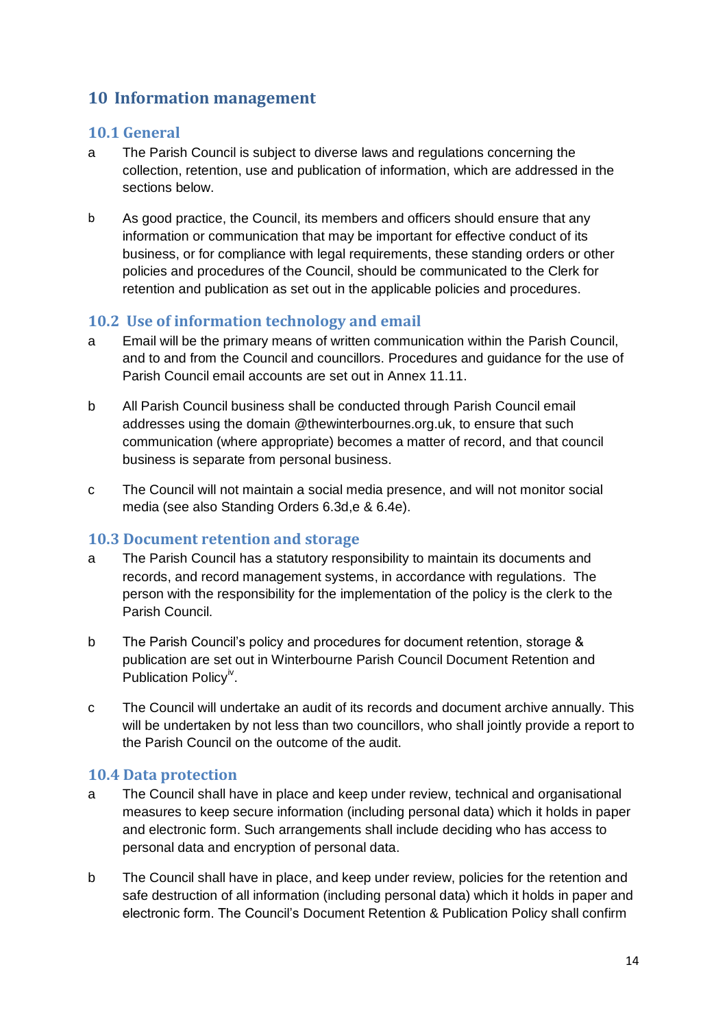## 10 Information management

### 10.1 General

a The Parish Council is subject to diverse laws and regulations concerning the collection, retention, use and publication of information, which are addressed in the sections below.

b As good practice, the Council, its members and officers should ensure that any information or communication that may be important for effective conduct of its business, or for compliance with legal requirements, these standing orders or other policies and procedures of the Council, should be communicated to the Clerk for retention and publication as set out in the applicable policies and procedures.

### 10.2 Use of information technology and email

a Email will be the primary means of written communication within the Parish Council, and to and from the Council and councillors. Procedures and guidance for the use of Parish Council email accounts are set out in Annex 11.11.

b All Parish Council business shall be conducted through Parish Council email addresses using the domain @thewinterbournes.org.uk, to ensure that such communication (where appropriate) becomes a matter of record, and that council business is separate from personal business.

c The Council will not maintain a social media presence, and will not monitor social media (see also Standing Orders 6.3d,e & 6.4e).

### 10.3 Document retention and storage

a The Parish Council has a statutory responsibility to maintain its documents and records, and record management systems, in accordance with regulations. The person with the responsibility for the implementation of the policy is the clerk to the Parish Council.

b The Parish Council's policy and procedures for document retention, storage & publication are set out in Winterbourne Parish Council Document Retention and Publication Policy[iv].

c The Council will undertake an audit of its records and document archive annually. This will be undertaken by not less than two councillors, who shall jointly provide a report to the Parish Council on the outcome of the audit.

### 10.4 Data protection

a The Council shall have in place and keep under review, technical and organisational measures to keep secure information (including personal data) which it holds in paper and electronic form. Such arrangements shall include deciding who has access to personal data and encryption of personal data.

b The Council shall have in place, and keep under review, policies for the retention and safe destruction of all information (including personal data) which it holds in paper and electronic form. The Council's Document Retention & Publication Policy shall confirm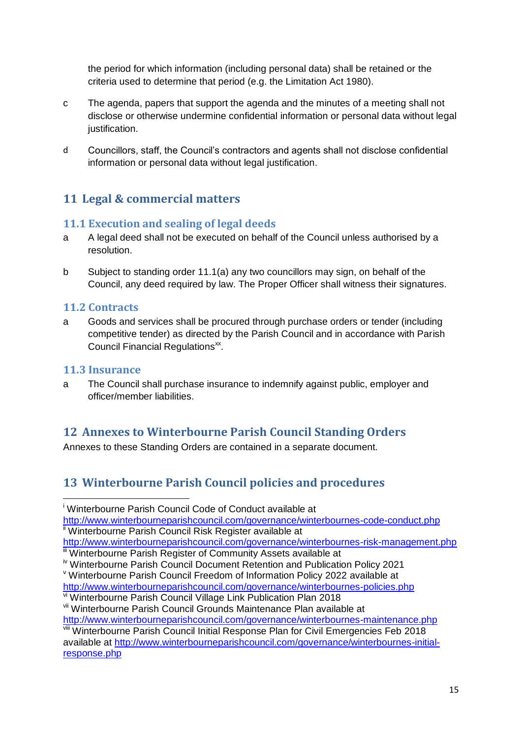the period for which information (including personal data) shall be retained or the criteria used to determine that period (e.g. the Limitation Act 1980).

c The agenda, papers that support the agenda and the minutes of a meeting shall not disclose or otherwise undermine confidential information or personal data without legal justification.

d Councillors, staff, the Council's contractors and agents shall not disclose confidential information or personal data without legal justification.

## 11 Legal & commercial matters

### 11.1 Execution and sealing of legal deeds

a A legal deed shall not be executed on behalf of the Council unless authorised by a resolution.

b Subject to standing order 11.1(a) any two councillors may sign, on behalf of the Council, any deed required by law. The Proper Officer shall witness their signatures.

### 11.2 Contracts

a Goods and services shall be procured through purchase orders or tender (including competitive tender) as directed by the Parish Council and in accordance with Parish Council Financial Regulations[xx].

### 11.3 Insurance

a The Council shall purchase insurance to indemnify against public, employer and officer/member liabilities.

## 12 Annexes to Winterbourne Parish Council Standing Orders

Annexes to these Standing Orders are contained in a separate document.

## 13 Winterbourne Parish Council policies and procedures

---

[i] Winterbourne Parish Council Code of Conduct available at http://www.winterbourneparishcouncil.com/governance/winterbournes-code-conduct.php

[ii] Winterbourne Parish Council Risk Register available at http://www.winterbourneparishcouncil.com/governance/winterbournes-risk-management.php

[iii] Winterbourne Parish Register of Community Assets available at

[iv] Winterbourne Parish Council Document Retention and Publication Policy 2021

[v] Winterbourne Parish Council Freedom of Information Policy 2022 available at http://www.winterbourneparishcouncil.com/governance/winterbournes-policies.php

[vi] Winterbourne Parish Council Village Link Publication Plan 2018

[vii] Winterbourne Parish Council Grounds Maintenance Plan available at http://www.winterbourneparishcouncil.com/governance/winterbournes-maintenance.php

[viii] Winterbourne Parish Council Initial Response Plan for Civil Emergencies Feb 2018 available at http://www.winterbourneparishcouncil.com/governance/winterbournes-initial-response.php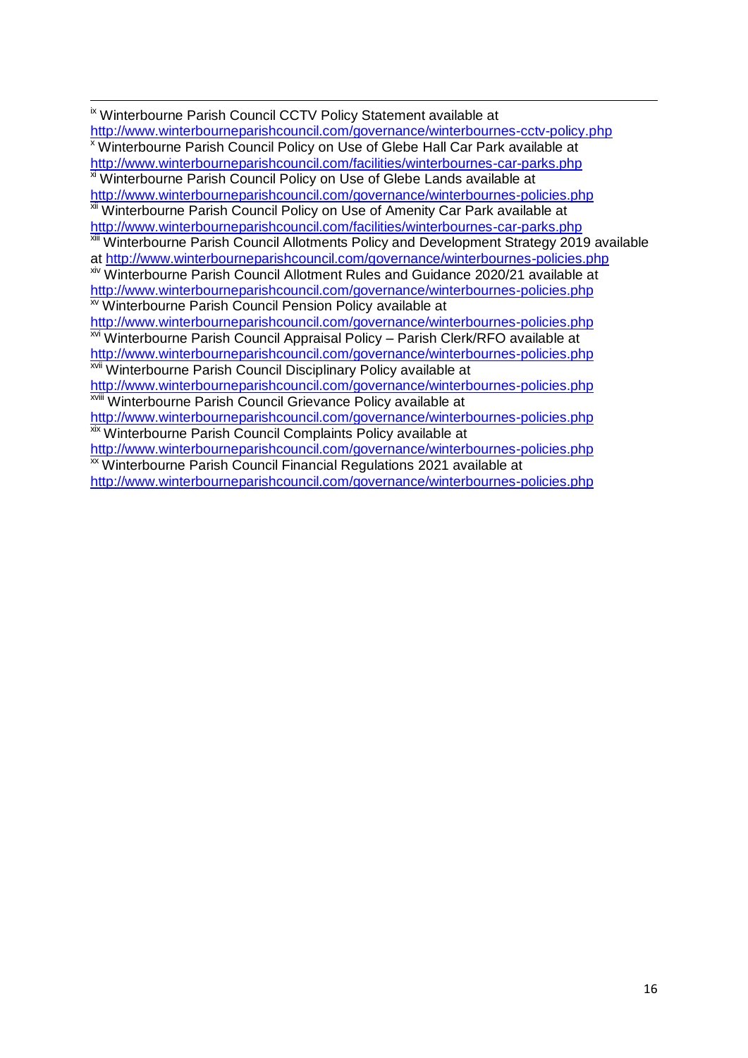---

[ix] Winterbourne Parish Council CCTV Policy Statement available at http://www.winterbourneparishcouncil.com/governance/winterbournes-cctv-policy.php

[x] Winterbourne Parish Council Policy on Use of Glebe Hall Car Park available at http://www.winterbourneparishcouncil.com/facilities/winterbournes-car-parks.php

[xi] Winterbourne Parish Council Policy on Use of Glebe Lands available at http://www.winterbourneparishcouncil.com/governance/winterbournes-policies.php

[xii] Winterbourne Parish Council Policy on Use of Amenity Car Park available at http://www.winterbourneparishcouncil.com/facilities/winterbournes-car-parks.php

[xiii] Winterbourne Parish Council Allotments Policy and Development Strategy 2019 available at http://www.winterbourneparishcouncil.com/governance/winterbournes-policies.php

[xiv] Winterbourne Parish Council Allotment Rules and Guidance 2020/21 available at http://www.winterbourneparishcouncil.com/governance/winterbournes-policies.php

[xv] Winterbourne Parish Council Pension Policy available at http://www.winterbourneparishcouncil.com/governance/winterbournes-policies.php

[xvi] Winterbourne Parish Council Appraisal Policy – Parish Clerk/RFO available at http://www.winterbourneparishcouncil.com/governance/winterbournes-policies.php

[xvii] Winterbourne Parish Council Disciplinary Policy available at http://www.winterbourneparishcouncil.com/governance/winterbournes-policies.php

[xviii] Winterbourne Parish Council Grievance Policy available at http://www.winterbourneparishcouncil.com/governance/winterbournes-policies.php

[xix] Winterbourne Parish Council Complaints Policy available at http://www.winterbourneparishcouncil.com/governance/winterbournes-policies.php

[xx] Winterbourne Parish Council Financial Regulations 2021 available at http://www.winterbourneparishcouncil.com/governance/winterbournes-policies.php